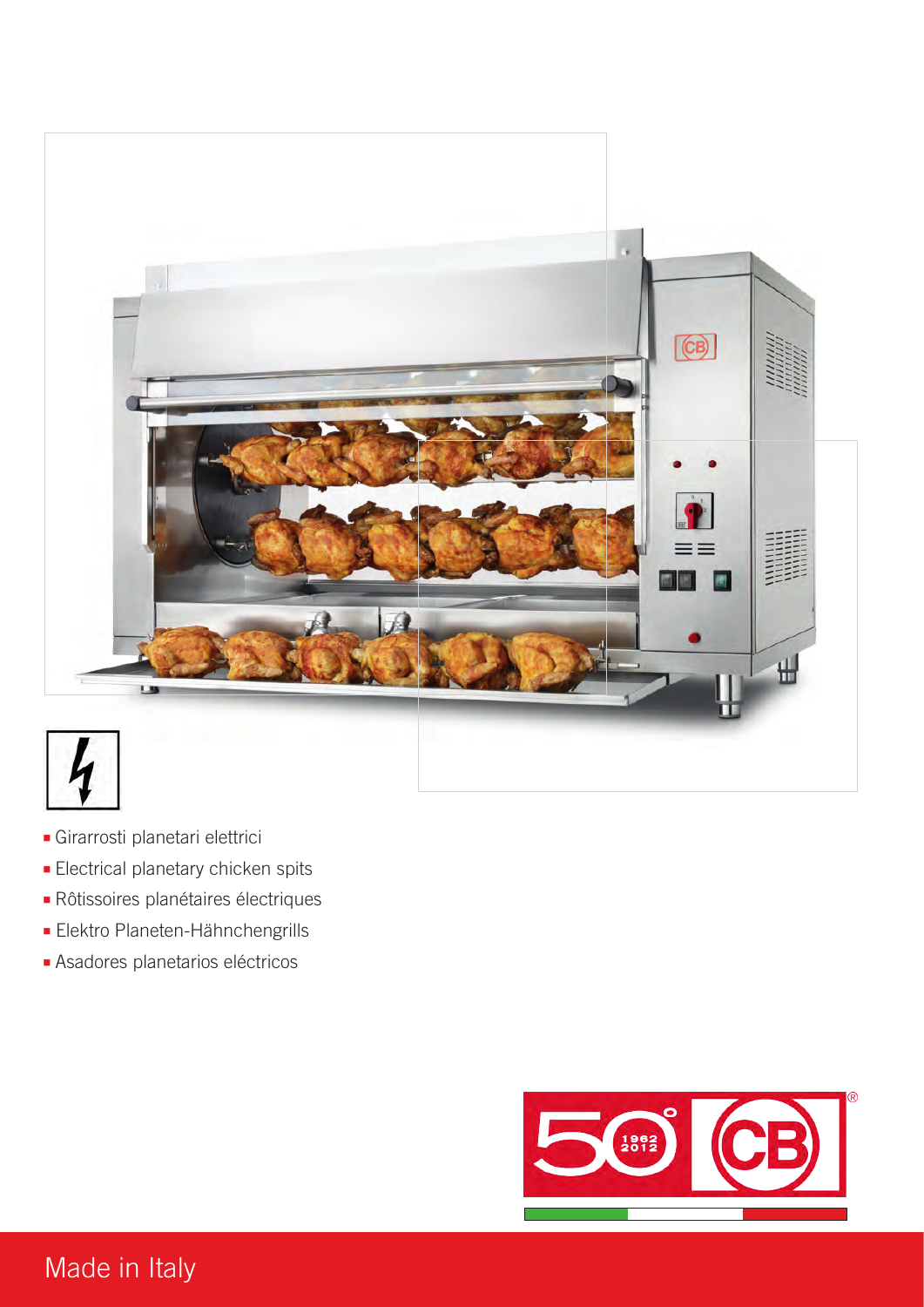- Girarrosti planetari elettrici
- Electrical planetary chicken spits
- Rôtissoires planétaires électriques
- Elektro Planeten-Hähnchengrills
- Asadores planetarios eléctricos

Made in Italy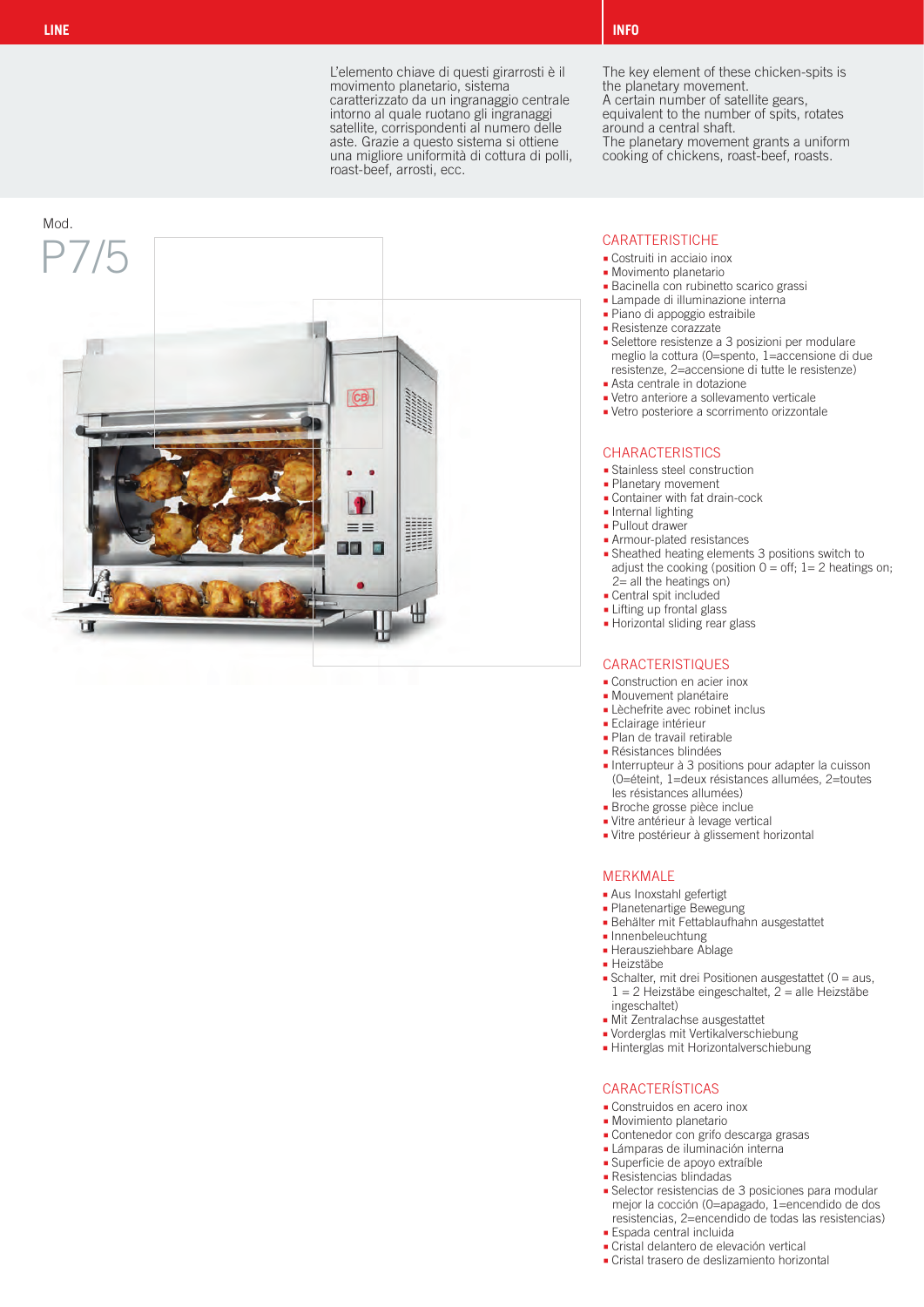LINE

INFO

L'elemento chiave di questi girarrosti è il movimento planetario, sistema caratterizzato da un ingranaggio centrale intorno al quale ruotano gli ingranaggi satellite, corrispondenti al numero delle aste. Grazie a questo sistema si ottiene una migliore uniformità di cottura di polli, roast-beef, arrosti, ecc.

The key element of these chicken-spits is the planetary movement.
A certain number of satellite gears, equivalent to the number of spits, rotates around a central shaft.
The planetary movement grants a uniform cooking of chickens, roast-beef, roasts.

Mod.

# P7/5

## CARATTERISTICHE

- Costruiti in acciaio inox
- Movimento planetario
- Bacinella con rubinetto scarico grassi
- Lampade di illuminazione interna
- Piano di appoggio estraibile
- Resistenze corazzate
- Selettore resistenze a 3 posizioni per modulare meglio la cottura (0=spento, 1=accensione di due resistenze, 2=accensione di tutte le resistenze)
- Asta centrale in dotazione
- Vetro anteriore a sollevamento verticale
- Vetro posteriore a scorrimento orizzontale

## CHARACTERISTICS

- Stainless steel construction
- Planetary movement
- Container with fat drain-cock
- Internal lighting
- Pullout drawer
- Armour-plated resistances
- Sheathed heating elements 3 positions switch to adjust the cooking (position 0 = off; 1= 2 heatings on; 2= all the heatings on)
- Central spit included
- Lifting up frontal glass
- Horizontal sliding rear glass

## CARACTERISTIQUES

- Construction en acier inox
- Mouvement planétaire
- Lèchefrite avec robinet inclus
- Eclairage intérieur
- Plan de travail retirable
- Résistances blindées
- Interrupteur à 3 positions pour adapter la cuisson (0=éteint, 1=deux résistances allumées, 2=toutes les résistances allumées)
- Broche grosse pièce inclue
- Vitre antérieur à levage vertical
- Vitre postérieur à glissement horizontal

## MERKMALE

- Aus Inoxstahl gefertigt
- Planetenartige Bewegung
- Behälter mit Fettablaufhahn ausgestattet
- Innenbeleuchtung
- Herausziehbare Ablage
- Heizstäbe
- Schalter, mit drei Positionen ausgestattet (0 = aus, 1 = 2 Heizstäbe eingeschaltet, 2 = alle Heizstäbe ingeschaltet)
- Mit Zentralachse ausgestattet
- Vorderglas mit Vertikalverschiebung
- Hinterglas mit Horizontalverschiebung

## CARACTERÍSTICAS

- Construidos en acero inox
- Movimiento planetario
- Contenedor con grifo descarga grasas
- Lámparas de iluminación interna
- Superficie de apoyo extraíble
- Resistencias blindadas
- Selector resistencias de 3 posiciones para modular mejor la cocción (0=apagado, 1=encendido de dos resistencias, 2=encendido de todas las resistencias)
- Espada central incluida
- Cristal delantero de elevación vertical
- Cristal trasero de deslizamiento horizontal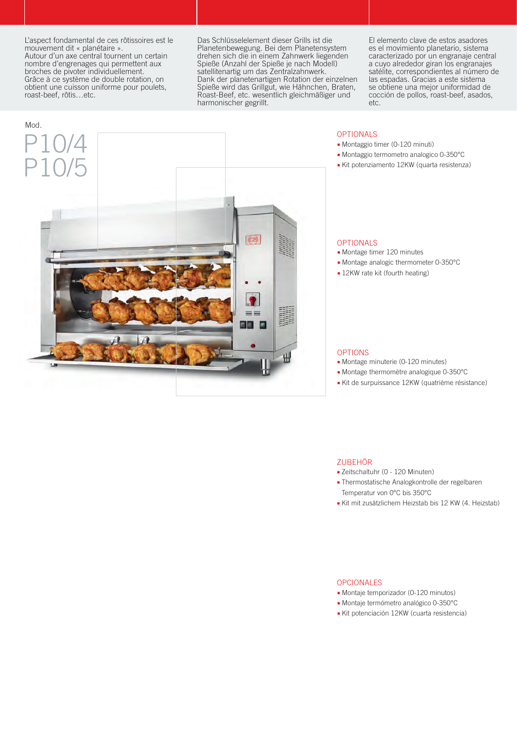L'aspect fondamental de ces rôtissoires est le mouvement dit « planétaire ».
Autour d'un axe central tournent un certain nombre d'engrenages qui permettent aux broches de pivoter individuellement.
Grâce à ce système de double rotation, on obtient une cuisson uniforme pour poulets, roast-beef, rôtis…etc.

Das Schlüsselelement dieser Grills ist die Planetenbewegung. Bei dem Planetensystem drehen sich die in einem Zahnwerk liegenden Spieße (Anzahl der Spieße je nach Modell) satellitenartig um das Zentralzahnwerk.
Dank der planetenartigen Rotation der einzelnen Spieße wird das Grillgut, wie Hähnchen, Braten, Roast-Beef, etc. wesentlich gleichmäßiger und harmonischer gegrillt.

El elemento clave de estos asadores es el movimiento planetario, sistema caracterizado por un engranaje central a cuyo alrededor giran los engranajes satélite, correspondientes al número de las espadas. Gracias a este sistema se obtiene una mejor uniformidad de cocción de pollos, roast-beef, asados, etc.

Mod.

# P10/4
# P10/5

## OPTIONALS

- Montaggio timer (0-120 minuti)
- Montaggio termometro analogico 0-350°C
- Kit potenziamento 12KW (quarta resistenza)

## OPTIONALS

- Montage timer 120 minutes
- Montage analogic thermometer 0-350°C
- 12KW rate kit (fourth heating)

## OPTIONS

- Montage minuterie (0-120 minutes)
- Montage thermomètre analogique 0-350°C
- Kit de surpuissance 12KW (quatrième résistance)

## ZUBEHÖR

- Zeitschaltuhr (0 - 120 Minuten)
- Thermostatische Analogkontrolle der regelbaren Temperatur von 0°C bis 350°C
- Kit mit zusätzlichem Heizstab bis 12 KW (4. Heizstab)

## OPCIONALES

- Montaje temporizador (0-120 minutos)
- Montaje termómetro analógico 0-350°C
- Kit potenciación 12KW (cuarta resistencia)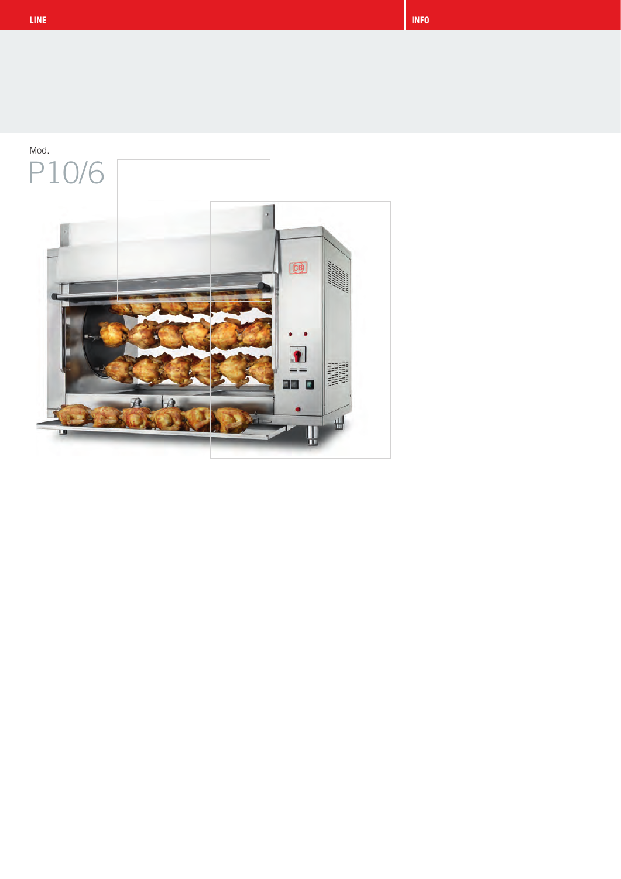LINE

INFO

Mod.

# P10/6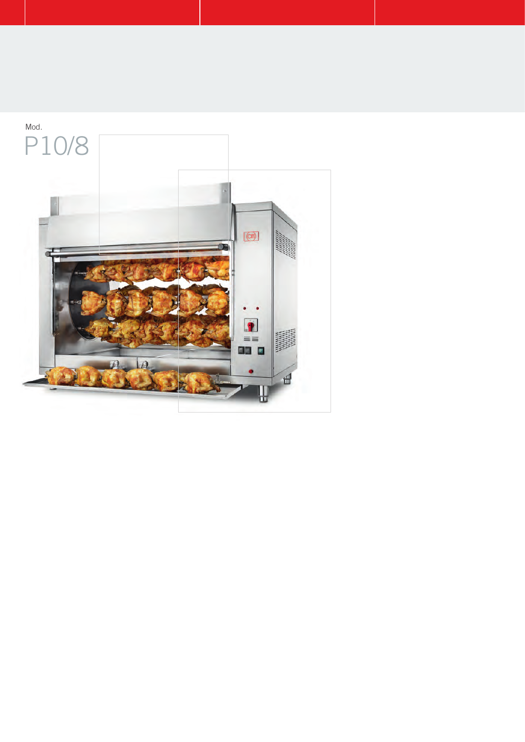Mod.

# P10/8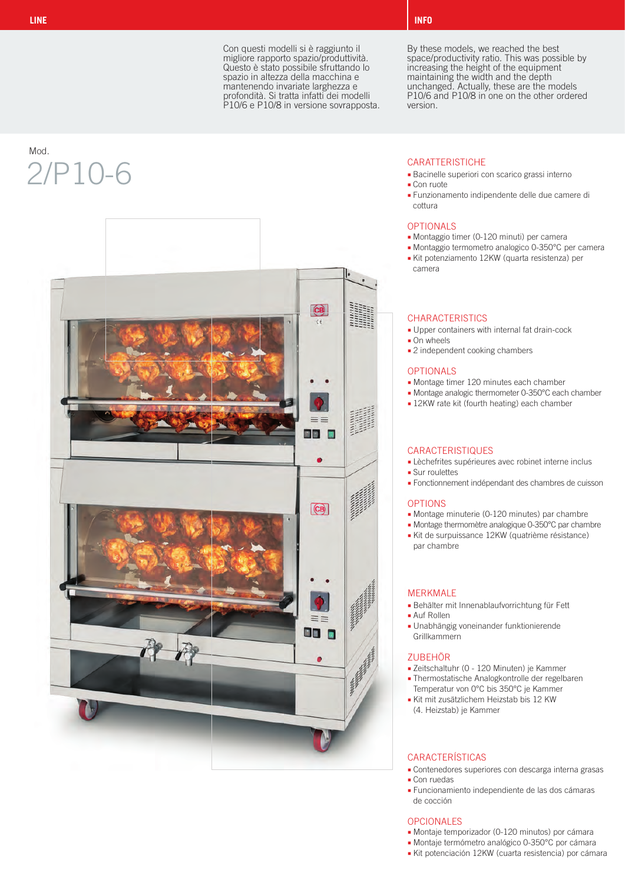LINE

INFO

Con questi modelli si è raggiunto il migliore rapporto spazio/produttività. Questo è stato possibile sfruttando lo spazio in altezza della macchina e mantenendo invariate larghezza e profondità. Si tratta infatti dei modelli P10/6 e P10/8 in versione sovrapposta.

By these models, we reached the best space/productivity ratio. This was possible by increasing the height of the equipment maintaining the width and the depth unchanged. Actually, these are the models P10/6 and P10/8 in one on the other ordered version.

Mod.

# 2/P10-6

## CARATTERISTICHE

- Bacinelle superiori con scarico grassi interno
- Con ruote
- Funzionamento indipendente delle due camere di cottura

## OPTIONALS

- Montaggio timer (0-120 minuti) per camera
- Montaggio termometro analogico 0-350°C per camera
- Kit potenziamento 12KW (quarta resistenza) per camera

## CHARACTERISTICS

- Upper containers with internal fat drain-cock
- On wheels
- 2 independent cooking chambers

## OPTIONALS

- Montage timer 120 minutes each chamber
- Montage analogic thermometer 0-350°C each chamber
- 12KW rate kit (fourth heating) each chamber

## CARACTERISTIQUES

- Lèchefrites supérieures avec robinet interne inclus
- Sur roulettes
- Fonctionnement indépendant des chambres de cuisson

## OPTIONS

- Montage minuterie (0-120 minutes) par chambre
- Montage thermomètre analogique 0-350°C par chambre
- Kit de surpuissance 12KW (quatrième résistance) par chambre

## MERKMALE

- Behälter mit Innenablaufvorrichtung für Fett
- Auf Rollen
- Unabhängig voneinander funktionierende Grillkammern

## ZUBEHÖR

- Zeitschaltuhr (0 - 120 Minuten) je Kammer
- Thermostatische Analogkontrolle der regelbaren Temperatur von 0°C bis 350°C je Kammer
- Kit mit zusätzlichem Heizstab bis 12 KW (4. Heizstab) je Kammer

## CARACTERÍSTICAS

- Contenedores superiores con descarga interna grasas
- Con ruedas
- Funcionamiento independiente de las dos cámaras de cocción

## OPCIONALES

- Montaje temporizador (0-120 minutos) por cámara
- Montaje termómetro analógico 0-350°C por cámara
- Kit potenciación 12KW (cuarta resistencia) por cámara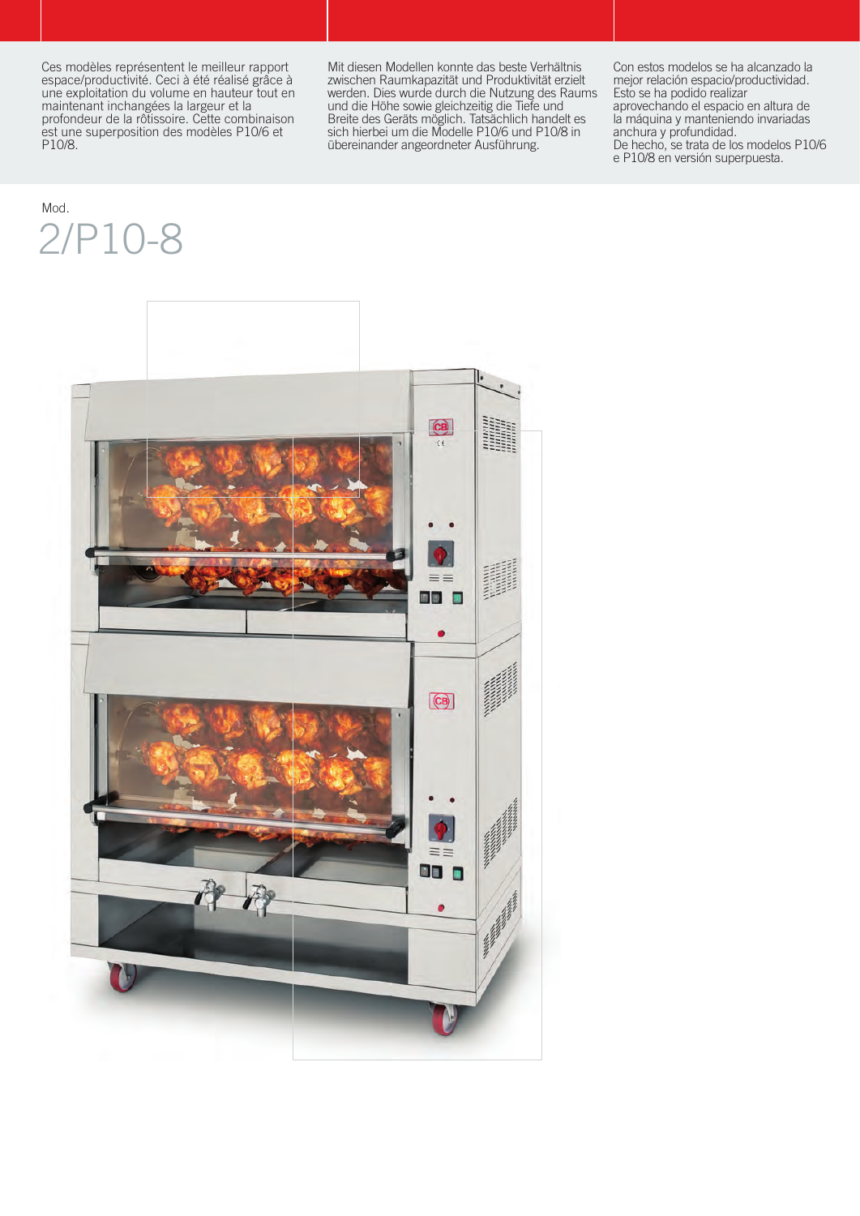Ces modèles représentent le meilleur rapport espace/productivité. Ceci à été réalisé grâce à une exploitation du volume en hauteur tout en maintenant inchangées la largeur et la profondeur de la rôtissoire. Cette combinaison est une superposition des modèles P10/6 et P10/8.

Mit diesen Modellen konnte das beste Verhältnis zwischen Raumkapazität und Produktivität erzielt werden. Dies wurde durch die Nutzung des Raums und die Höhe sowie gleichzeitig die Tiefe und Breite des Geräts möglich. Tatsächlich handelt es sich hierbei um die Modelle P10/6 und P10/8 in übereinander angeordneter Ausführung.

Con estos modelos se ha alcanzado la mejor relación espacio/productividad. Esto se ha podido realizar aprovechando el espacio en altura de la máquina y manteniendo invariadas anchura y profundidad.
De hecho, se trata de los modelos P10/6 e P10/8 en versión superpuesta.

Mod.

# 2/P10-8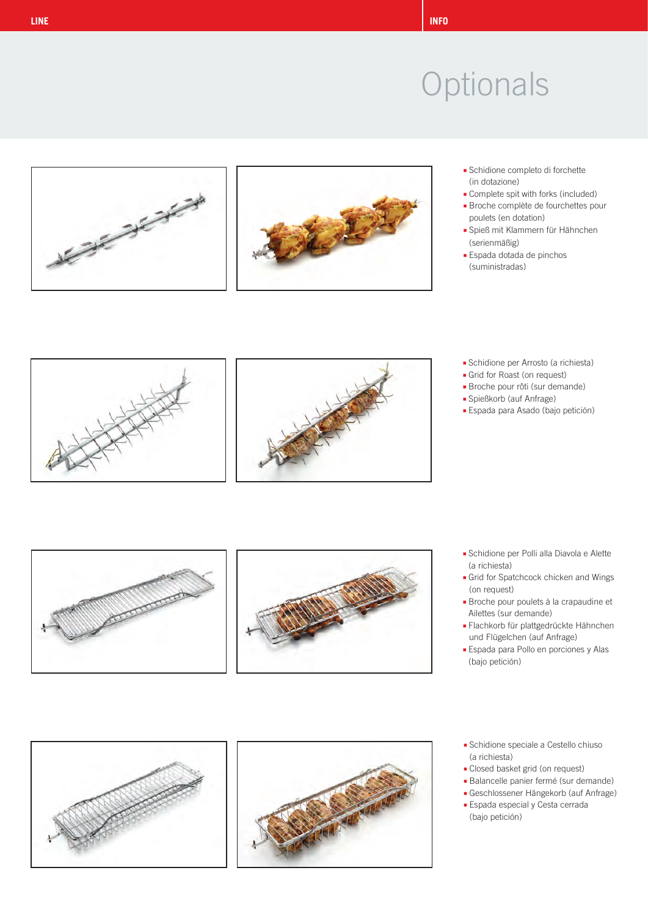# Optionals

- Schidione completo di forchette (in dotazione)
- Complete spit with forks (included)
- Broche complète de fourchettes pour poulets (en dotation)
- Spieß mit Klammern für Hähnchen (serienmäßig)
- Espada dotada de pinchos (suministradas)

- Schidione per Arrosto (a richiesta)
- Grid for Roast (on request)
- Broche pour rôti (sur demande)
- Spießkorb (auf Anfrage)
- Espada para Asado (bajo petición)

- Schidione per Polli alla Diavola e Alette (a richiesta)
- Grid for Spatchcock chicken and Wings (on request)
- Broche pour poulets à la crapaudine et Ailettes (sur demande)
- Flachkorb für plattgedrückte Hähnchen und Flügelchen (auf Anfrage)
- Espada para Pollo en porciones y Alas (bajo petición)

- Schidione speciale a Cestello chiuso (a richiesta)
- Closed basket grid (on request)
- Balancelle panier fermé (sur demande)
- Geschlossener Hängekorb (auf Anfrage)
- Espada especial y Cesta cerrada (bajo petición)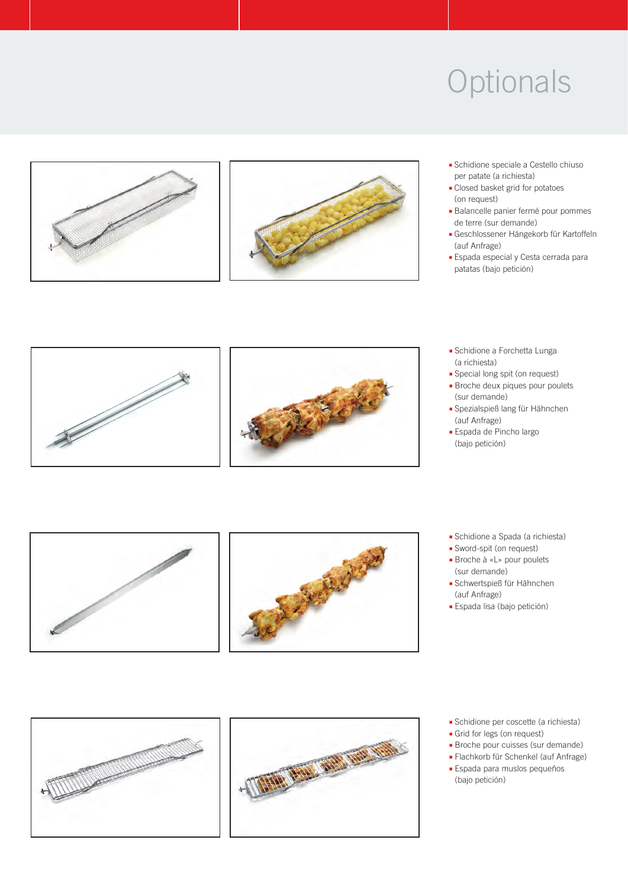# Optionals

- Schidione speciale a Castello chiuso per patate (a richiesta)
- Closed basket grid for potatoes (on request)
- Balancelle panier fermé pour pommes de terre (sur demande)
- Geschlossener Hängekorb für Kartoffeln (auf Anfrage)
- Espada especial y Cesta cerrada para patatas (bajo petición)

- Schidione a Forchetta Lunga (a richiesta)
- Special long spit (on request)
- Broche deux piques pour poulets (sur demande)
- Spezialspieß lang für Hähnchen (auf Anfrage)
- Espada de Pincho largo (bajo petición)

- Schidione a Spada (a richiesta)
- Sword-spit (on request)
- Broche à «L» pour poulets (sur demande)
- Schwertspieß für Hähnchen (auf Anfrage)
- Espada lisa (bajo petición)

- Schidione per coscette (a richiesta)
- Grid for legs (on request)
- Broche pour cuisses (sur demande)
- Flachkorb für Schenkel (auf Anfrage)
- Espada para muslos pequeños (bajo petición)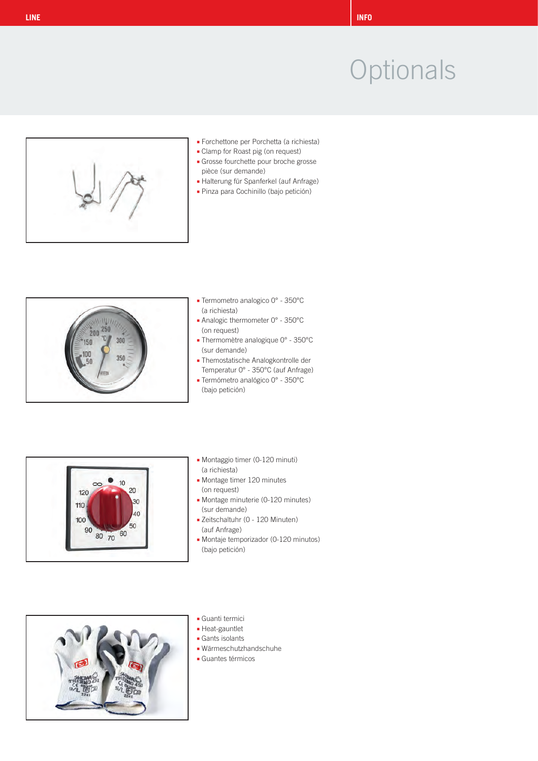# Optionals

- Forchettone per Porchetta (a richiesta)
- Clamp for Roast pig (on request)
- Grosse fourchette pour broche grosse pièce (sur demande)
- Halterung für Spanferkel (auf Anfrage)
- Pinza para Cochinillo (bajo petición)

- Termometro analogico 0° - 350°C (a richiesta)
- Analogic thermometer 0° - 350°C (on request)
- Thermomètre analogique 0° - 350°C (sur demande)
- Themostatische Analogkontrolle der Temperatur 0° - 350°C (auf Anfrage)
- Termómetro analógico 0° - 350°C (bajo petición)

- Montaggio timer (0-120 minuti) (a richiesta)
- Montage timer 120 minutes (on request)
- Montage minuterie (0-120 minutes) (sur demande)
- Zeitschaltuhr (0 - 120 Minuten) (auf Anfrage)
- Montaje temporizador (0-120 minutos) (bajo petición)

- Guanti termici
- Heat-gauntlet
- Gants isolants
- Wärmeschutzhandschuhe
- Guantes térmicos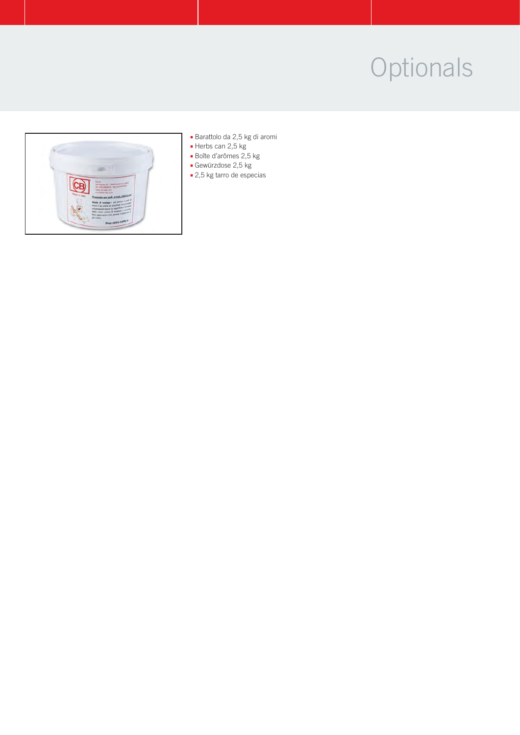# Optionals

- Barattolo da 2,5 kg di aromi
- Herbs can 2,5 kg
- Boîte d'arômes 2,5 kg
- Gewürzdose 2,5 kg
- 2,5 kg tarro de especias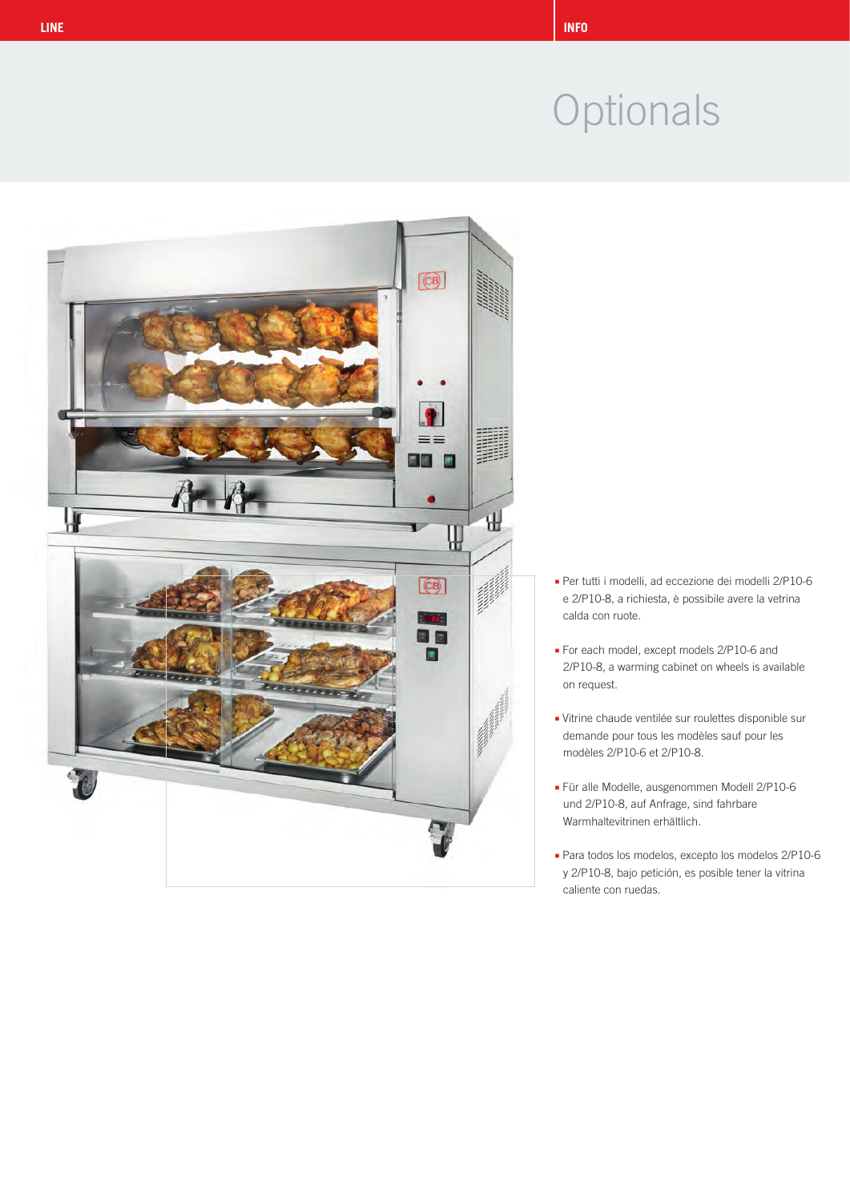# Optionals

- Per tutti i modelli, ad eccezione dei modelli 2/P10-6 e 2/P10-8, a richiesta, è possibile avere la vetrina calda con ruote.

- For each model, except models 2/P10-6 and 2/P10-8, a warming cabinet on wheels is available on request.

- Vitrine chaude ventilée sur roulettes disponible sur demande pour tous les modèles sauf pour les modèles 2/P10-6 et 2/P10-8.

- Für alle Modelle, ausgenommen Modell 2/P10-6 und 2/P10-8, auf Anfrage, sind fahrbare Warmhaltevitrinen erhältlich.

- Para todos los modelos, excepto los modelos 2/P10-6 y 2/P10-8, bajo petición, es posible tener la vitrina caliente con ruedas.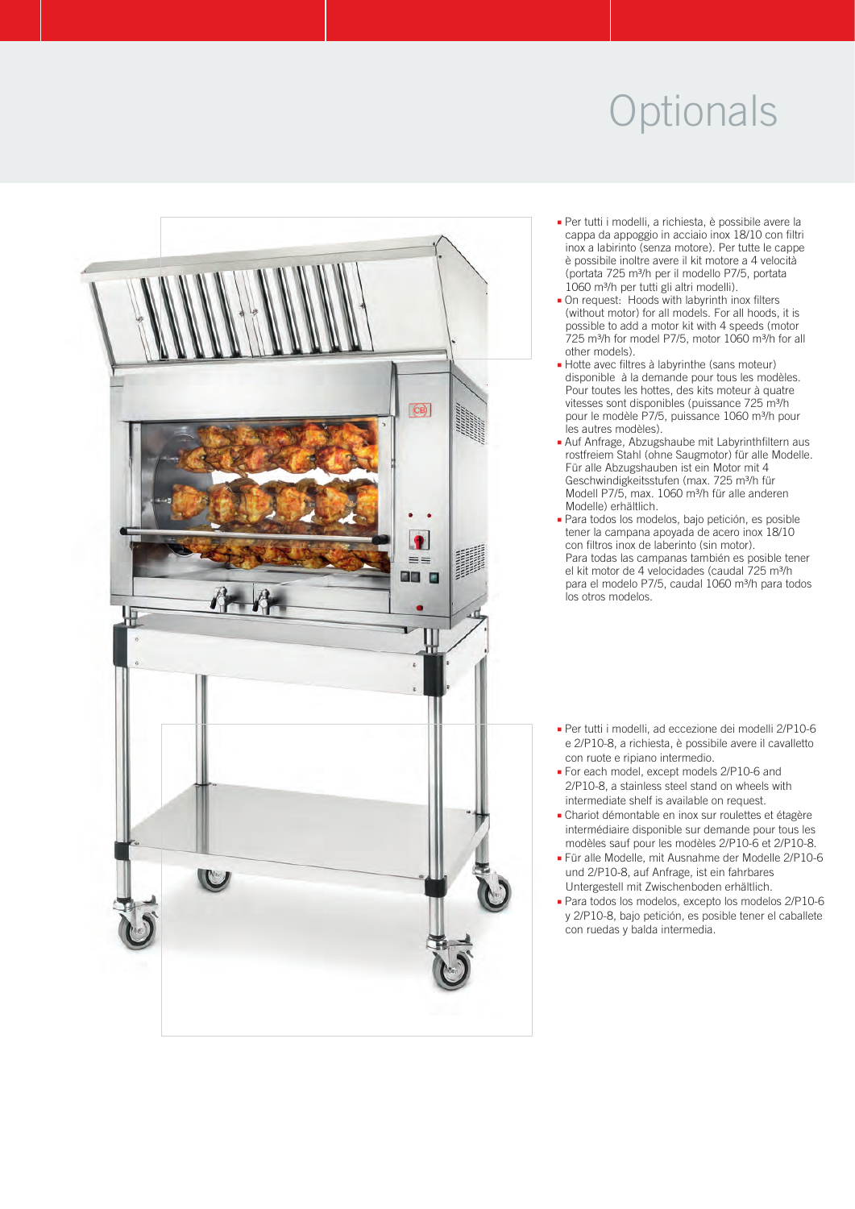# Optionals

- Per tutti i modelli, a richiesta, è possibile avere la cappa da appoggio in acciaio inox 18/10 con filtri inox a labirinto (senza motore). Per tutte le cappe è possibile inoltre avere il kit motore a 4 velocità (portata 725 m³/h per il modello P7/5, portata 1060 m³/h per tutti gli altri modelli).
- On request: Hoods with labyrinth inox filters (without motor) for all models. For all hoods, it is possible to add a motor kit with 4 speeds (motor 725 m³/h for model P7/5, motor 1060 m³/h for all other models).
- Hotte avec filtres à labyrinthe (sans moteur) disponible à la demande pour tous les modèles. Pour toutes les hottes, des kits moteur à quatre vitesses sont disponibles (puissance 725 m³/h pour le modèle P7/5, puissance 1060 m³/h pour les autres modèles).
- Auf Anfrage, Abzugshaube mit Labyrinthfiltern aus rostfreiem Stahl (ohne Saugmotor) für alle Modelle. Für alle Abzugshauben ist ein Motor mit 4 Geschwindigkeitsstufen (max. 725 m³/h für Modell P7/5, max. 1060 m³/h für alle anderen Modelle) erhältlich.
- Para todos los modelos, bajo petición, es posible tener la campana apoyada de acero inox 18/10 con filtros inox de laberinto (sin motor). Para todas las campanas también es posible tener el kit motor de 4 velocidades (caudal 725 m³/h para el modelo P7/5, caudal 1060 m³/h para todos los otros modelos.

- Per tutti i modelli, ad eccezione dei modelli 2/P10-6 e 2/P10-8, a richiesta, è possibile avere il cavalletto con ruote e ripiano intermedio.
- For each model, except models 2/P10-6 and 2/P10-8, a stainless steel stand on wheels with intermediate shelf is available on request.
- Chariot démontable en inox sur roulettes et étagère intermédiaire disponible sur demande pour tous les modèles sauf pour les modèles 2/P10-6 et 2/P10-8.
- Für alle Modelle, mit Ausnahme der Modelle 2/P10-6 und 2/P10-8, auf Anfrage, ist ein fahrbares Untergestell mit Zwischenboden erhältlich.
- Para todos los modelos, excepto los modelos 2/P10-6 y 2/P10-8, bajo petición, es posible tener el caballete con ruedas y balda intermedia.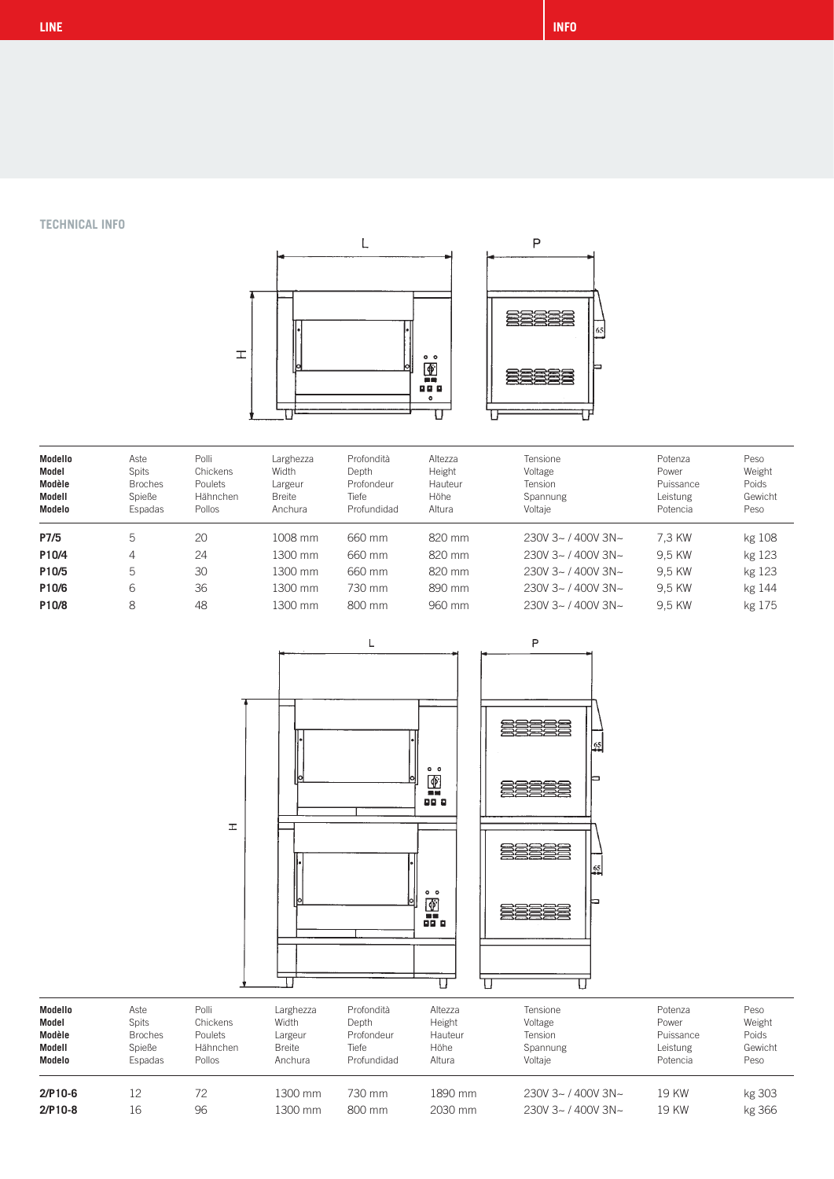LINE | INFO

## TECHNICAL INFO

| Modello<br>Model<br>Modèle<br>Modell<br>Modelo | Aste<br>Spits<br>Broches<br>Spieße<br>Espadas | Polli<br>Chickens<br>Poulets<br>Hähnchen<br>Pollos | Larghezza<br>Width<br>Largeur<br>Breite<br>Anchura | Profondità<br>Depth<br>Profondeur<br>Tiefe<br>Profundidad | Altezza<br>Height<br>Hauteur<br>Höhe<br>Altura | Tensione<br>Voltage<br>Tension<br>Spannung<br>Voltaje | Potenza<br>Power<br>Puissance<br>Leistung<br>Potencia | Peso<br>Weight<br>Poids<br>Gewicht<br>Peso |
|---|---|---|---|---|---|---|---|---|
| **P7/5** | 5 | 20 | 1008 mm | 660 mm | 820 mm | 230V 3~ / 400V 3N~ | 7,3 KW | kg 108 |
| **P10/4** | 4 | 24 | 1300 mm | 660 mm | 820 mm | 230V 3~ / 400V 3N~ | 9,5 KW | kg 123 |
| **P10/5** | 5 | 30 | 1300 mm | 660 mm | 820 mm | 230V 3~ / 400V 3N~ | 9,5 KW | kg 123 |
| **P10/6** | 6 | 36 | 1300 mm | 730 mm | 890 mm | 230V 3~ / 400V 3N~ | 9,5 KW | kg 144 |
| **P10/8** | 8 | 48 | 1300 mm | 800 mm | 960 mm | 230V 3~ / 400V 3N~ | 9,5 KW | kg 175 |

| Modello<br>Model<br>Modèle<br>Modell<br>Modelo | Aste<br>Spits<br>Broches<br>Spieße<br>Espadas | Polli<br>Chickens<br>Poulets<br>Hähnchen<br>Pollos | Larghezza<br>Width<br>Largeur<br>Breite<br>Anchura | Profondità<br>Depth<br>Profondeur<br>Tiefe<br>Profundidad | Altezza<br>Height<br>Hauteur<br>Höhe<br>Altura | Tensione<br>Voltage<br>Tension<br>Spannung<br>Voltaje | Potenza<br>Power<br>Puissance<br>Leistung<br>Potencia | Peso<br>Weight<br>Poids<br>Gewicht<br>Peso |
|---|---|---|---|---|---|---|---|---|
| **2/P10-6** | 12 | 72 | 1300 mm | 730 mm | 1890 mm | 230V 3~ / 400V 3N~ | 19 KW | kg 303 |
| **2/P10-8** | 16 | 96 | 1300 mm | 800 mm | 2030 mm | 230V 3~ / 400V 3N~ | 19 KW | kg 366 |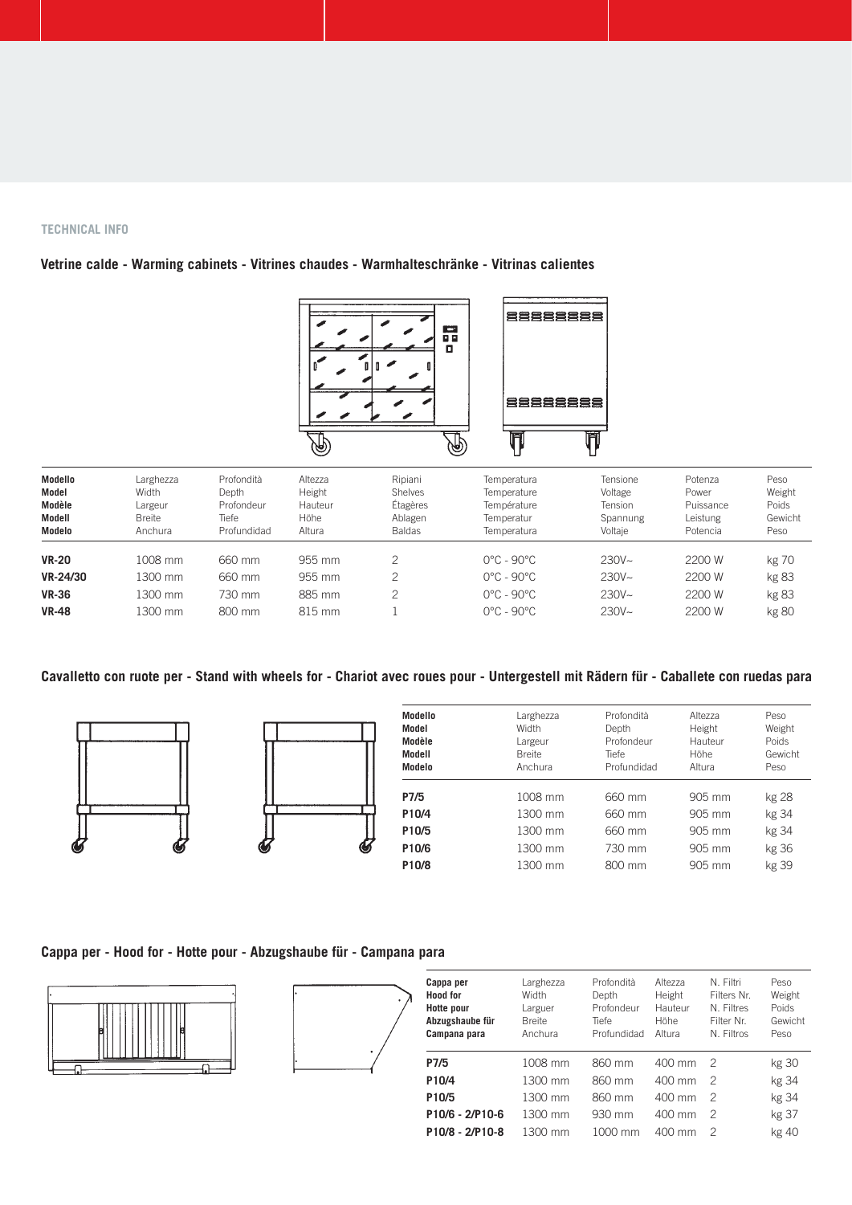TECHNICAL INFO

## Vetrine calde - Warming cabinets - Vitrines chaudes - Warmhalteschränke - Vitrinas calientes

| **Modello**<br>**Model**<br>**Modèle**<br>**Modell**<br>**Modelo** | Larghezza<br>Width<br>Largeur<br>Breite<br>Anchura | Profondità<br>Depth<br>Profondeur<br>Tiefe<br>Profundidad | Altezza<br>Height<br>Hauteur<br>Höhe<br>Altura | Ripiani<br>Shelves<br>Étagères<br>Ablagen<br>Baldas | Temperatura<br>Temperature<br>Température<br>Temperatur<br>Temperatura | Tensione<br>Voltage<br>Tension<br>Spannung<br>Voltaje | Potenza<br>Power<br>Puissance<br>Leistung<br>Potencia | Peso<br>Weight<br>Poids<br>Gewicht<br>Peso |
|---|---|---|---|---|---|---|---|---|
| **VR-20** | 1008 mm | 660 mm | 955 mm | 2 | 0°C - 90°C | 230V~ | 2200 W | kg 70 |
| **VR-24/30** | 1300 mm | 660 mm | 955 mm | 2 | 0°C - 90°C | 230V~ | 2200 W | kg 83 |
| **VR-36** | 1300 mm | 730 mm | 885 mm | 2 | 0°C - 90°C | 230V~ | 2200 W | kg 83 |
| **VR-48** | 1300 mm | 800 mm | 815 mm | 1 | 0°C - 90°C | 230V~ | 2200 W | kg 80 |

## Cavalletto con ruote per - Stand with wheels for - Chariot avec roues pour - Untergestell mit Rädern für - Caballete con ruedas para

| **Modello**<br>**Model**<br>**Modèle**<br>**Modell**<br>**Modelo** | Larghezza<br>Width<br>Largeur<br>Breite<br>Anchura | Profondità<br>Depth<br>Profondeur<br>Tiefe<br>Profundidad | Altezza<br>Height<br>Hauteur<br>Höhe<br>Altura | Peso<br>Weight<br>Poids<br>Gewicht<br>Peso |
|---|---|---|---|---|
| **P7/5** | 1008 mm | 660 mm | 905 mm | kg 28 |
| **P10/4** | 1300 mm | 660 mm | 905 mm | kg 34 |
| **P10/5** | 1300 mm | 660 mm | 905 mm | kg 34 |
| **P10/6** | 1300 mm | 730 mm | 905 mm | kg 36 |
| **P10/8** | 1300 mm | 800 mm | 905 mm | kg 39 |

## Cappa per - Hood for - Hotte pour - Abzugshaube für - Campana para

| **Cappa per**<br>**Hood for**<br>**Hotte pour**<br>**Abzugshaube für**<br>**Campana para** | Larghezza<br>Width<br>Larguer<br>Breite<br>Anchura | Profondità<br>Depth<br>Profondeur<br>Tiefe<br>Profundidad | Altezza<br>Height<br>Hauteur<br>Höhe<br>Altura | N. Filtri<br>Filters Nr.<br>N. Filtres<br>Filter Nr.<br>N. Filtros | Peso<br>Weight<br>Poids<br>Gewicht<br>Peso |
|---|---|---|---|---|---|
| **P7/5** | 1008 mm | 860 mm | 400 mm | 2 | kg 30 |
| **P10/4** | 1300 mm | 860 mm | 400 mm | 2 | kg 34 |
| **P10/5** | 1300 mm | 860 mm | 400 mm | 2 | kg 34 |
| **P10/6 - 2/P10-6** | 1300 mm | 930 mm | 400 mm | 2 | kg 37 |
| **P10/8 - 2/P10-8** | 1300 mm | 1000 mm | 400 mm | 2 | kg 40 |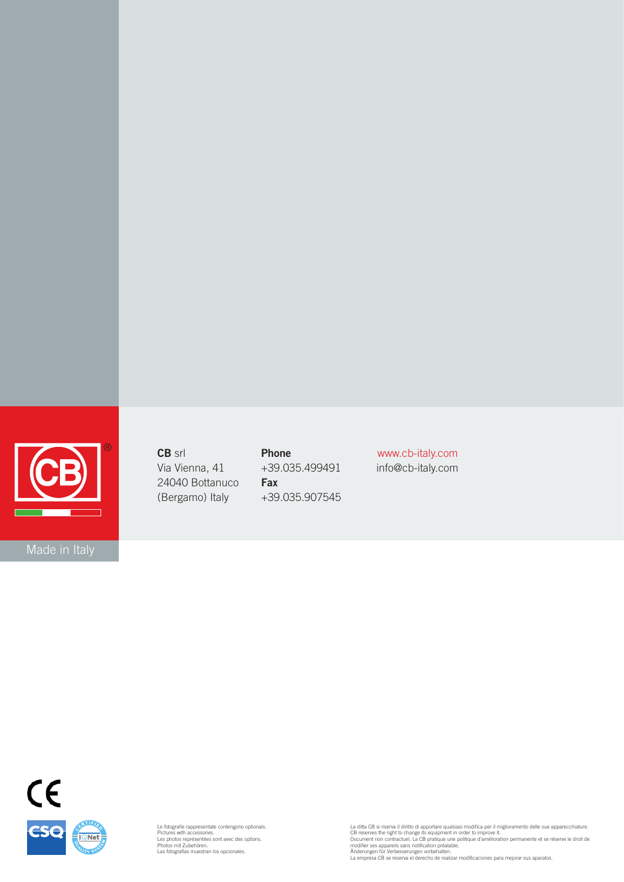Made in Italy

**CB** srl
Via Vienna, 41
24040 Bottanuco
(Bergamo) Italy

**Phone**
+39.035.499491
**Fax**
+39.035.907545

www.cb-italy.com
info@cb-italy.com

Le fotografie rappresentate contengono optionals.
Pictures with accessories.
Les photos représentées sont avec des options.
Photos mit Zubehören.
Las fotografías muestran los opcionales.

La ditta CB si riserva il diritto di apportare qualsiasi modifica per il miglioramento delle sue apparecchiature.
CB reserves the right to change its equipment in order to improve it.
Document non contractuel. La CB pratique une politique d'amélioration permanente et se réserve le droit de modifier ses appareils sans notification préalable.
Änderungen für Verbesserungen vorbehalten.
La empresa CB se reserva el derecho de realizar modificaciones para mejorar sus aparatos.